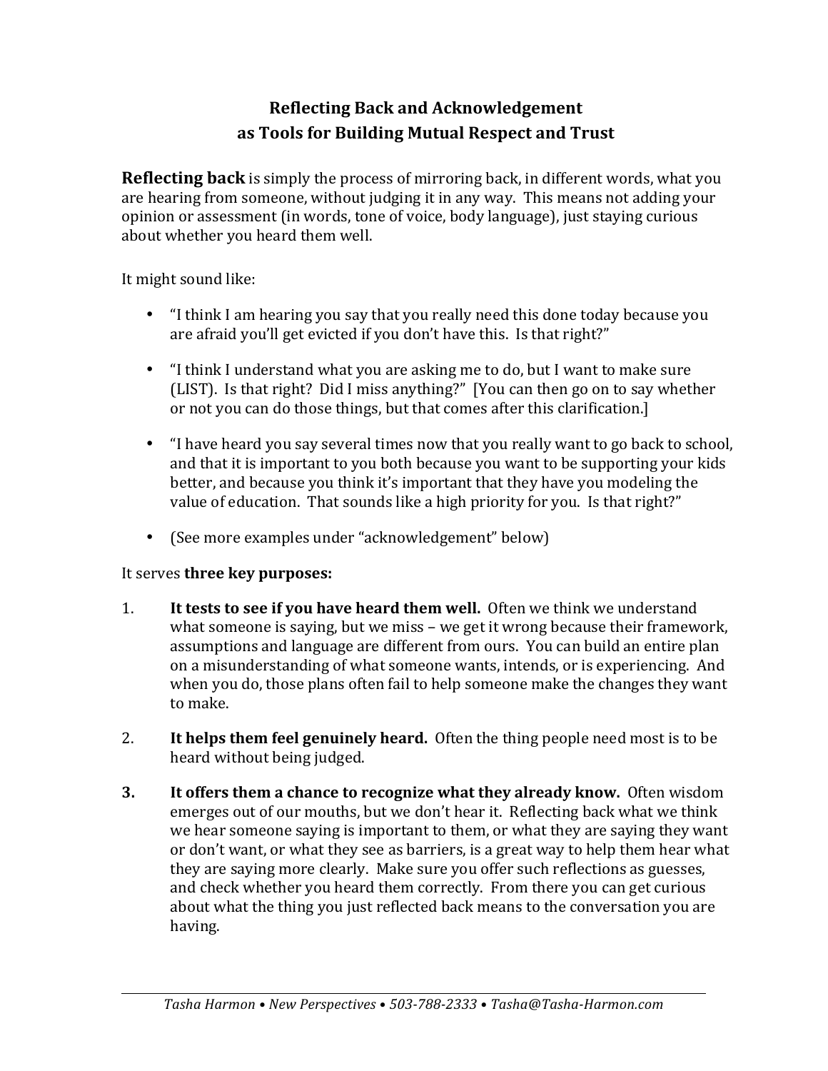# Reflecting Back and Acknowledgement as Tools for Building Mutual Respect and Trust

**Reflecting back** is simply the process of mirroring back, in different words, what you are hearing from someone, without judging it in any way. This means not adding your opinion or assessment (in words, tone of voice, body language), just staying curious about whether you heard them well.

It might sound like:

- "I think I am hearing you say that you really need this done today because you are afraid you'll get evicted if you don't have this. Is that right?"
- "I think I understand what you are asking me to do, but I want to make sure (LIST). Is that right? Did I miss anything?" [You can then go on to say whether or not you can do those things, but that comes after this clarification.]
- "I have heard you say several times now that you really want to go back to school, and that it is important to you both because you want to be supporting your kids better, and because you think it's important that they have you modeling the value of education. That sounds like a high priority for you. Is that right?"
- (See more examples under "acknowledgement" below)

It serves **three key purposes:**

1. **It tests to see if you have heard them well.** Often we think we understand what someone is saying, but we miss – we get it wrong because their framework, assumptions and language are different from ours. You can build an entire plan on a misunderstanding of what someone wants, intends, or is experiencing. And when you do, those plans often fail to help someone make the changes they want to make.
2. **It helps them feel genuinely heard.** Often the thing people need most is to be heard without being judged.
3. **It offers them a chance to recognize what they already know.** Often wisdom emerges out of our mouths, but we don't hear it. Reflecting back what we think we hear someone saying is important to them, or what they are saying they want or don't want, or what they see as barriers, is a great way to help them hear what they are saying more clearly. Make sure you offer such reflections as guesses, and check whether you heard them correctly. From there you can get curious about what the thing you just reflected back means to the conversation you are having.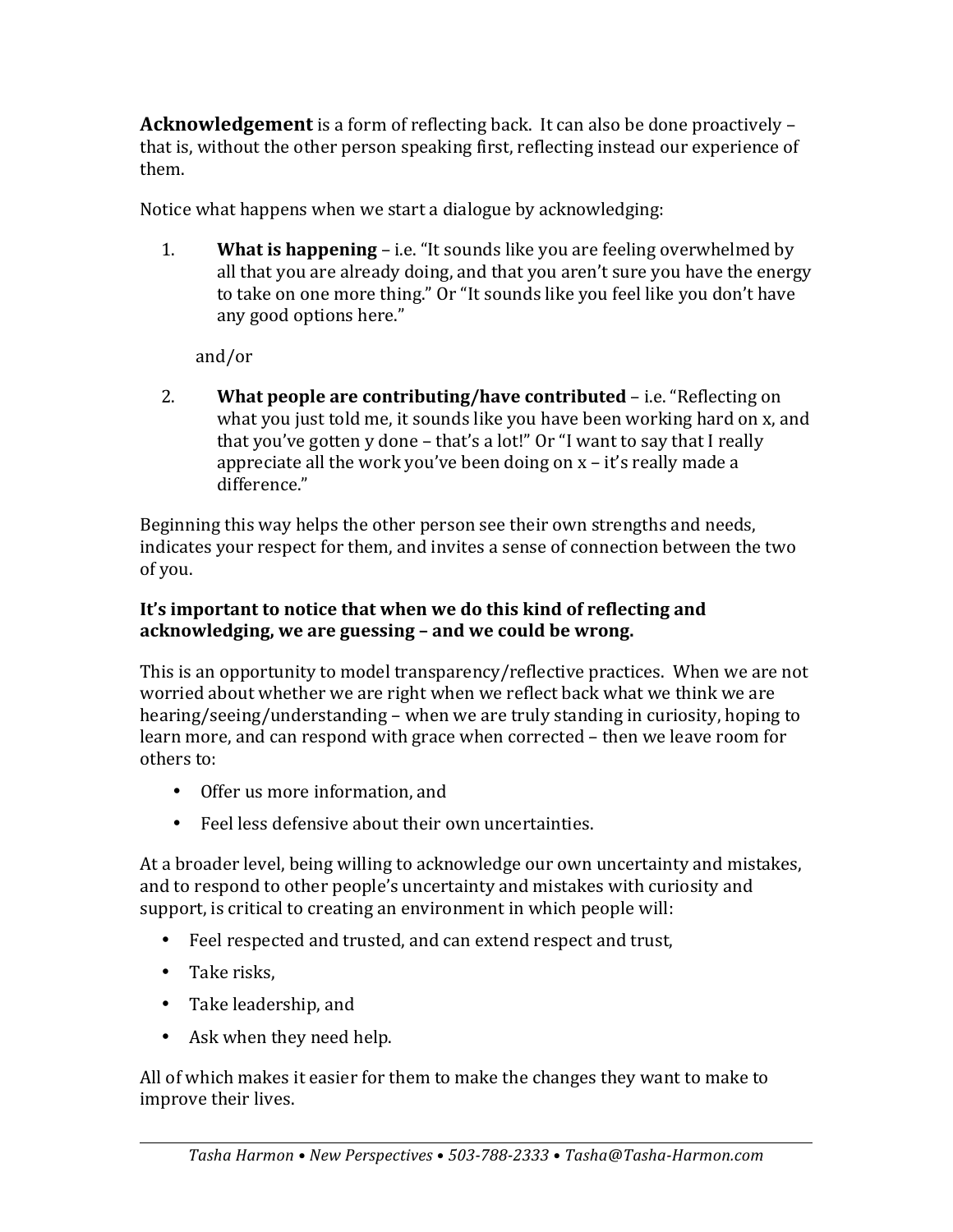**Acknowledgement** is a form of reflecting back. It can also be done proactively – that is, without the other person speaking first, reflecting instead our experience of them.

Notice what happens when we start a dialogue by acknowledging:

1. **What is happening** – i.e. "It sounds like you are feeling overwhelmed by all that you are already doing, and that you aren't sure you have the energy to take on one more thing." Or "It sounds like you feel like you don't have any good options here."

   and/or

2. **What people are contributing/have contributed** – i.e. "Reflecting on what you just told me, it sounds like you have been working hard on x, and that you've gotten y done – that's a lot!" Or "I want to say that I really appreciate all the work you've been doing on x – it's really made a difference."

Beginning this way helps the other person see their own strengths and needs, indicates your respect for them, and invites a sense of connection between the two of you.

**It's important to notice that when we do this kind of reflecting and acknowledging, we are guessing – and we could be wrong.**

This is an opportunity to model transparency/reflective practices. When we are not worried about whether we are right when we reflect back what we think we are hearing/seeing/understanding – when we are truly standing in curiosity, hoping to learn more, and can respond with grace when corrected – then we leave room for others to:

- Offer us more information, and
- Feel less defensive about their own uncertainties.

At a broader level, being willing to acknowledge our own uncertainty and mistakes, and to respond to other people's uncertainty and mistakes with curiosity and support, is critical to creating an environment in which people will:

- Feel respected and trusted, and can extend respect and trust,
- Take risks,
- Take leadership, and
- Ask when they need help.

All of which makes it easier for them to make the changes they want to make to improve their lives.